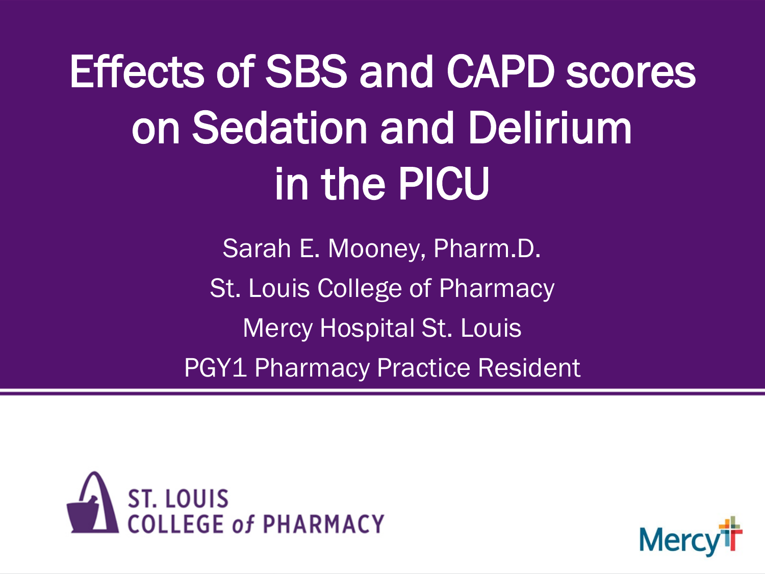# Effects of SBS and CAPD scores on Sedation and Delirium in the PICU

Sarah E. Mooney, Pharm.D.

St. Louis College of Pharmacy

Mercy Hospital St. Louis

PGY1 Pharmacy Practice Resident

ST. LOUIS COLLEGE of PHARMACY

Mercy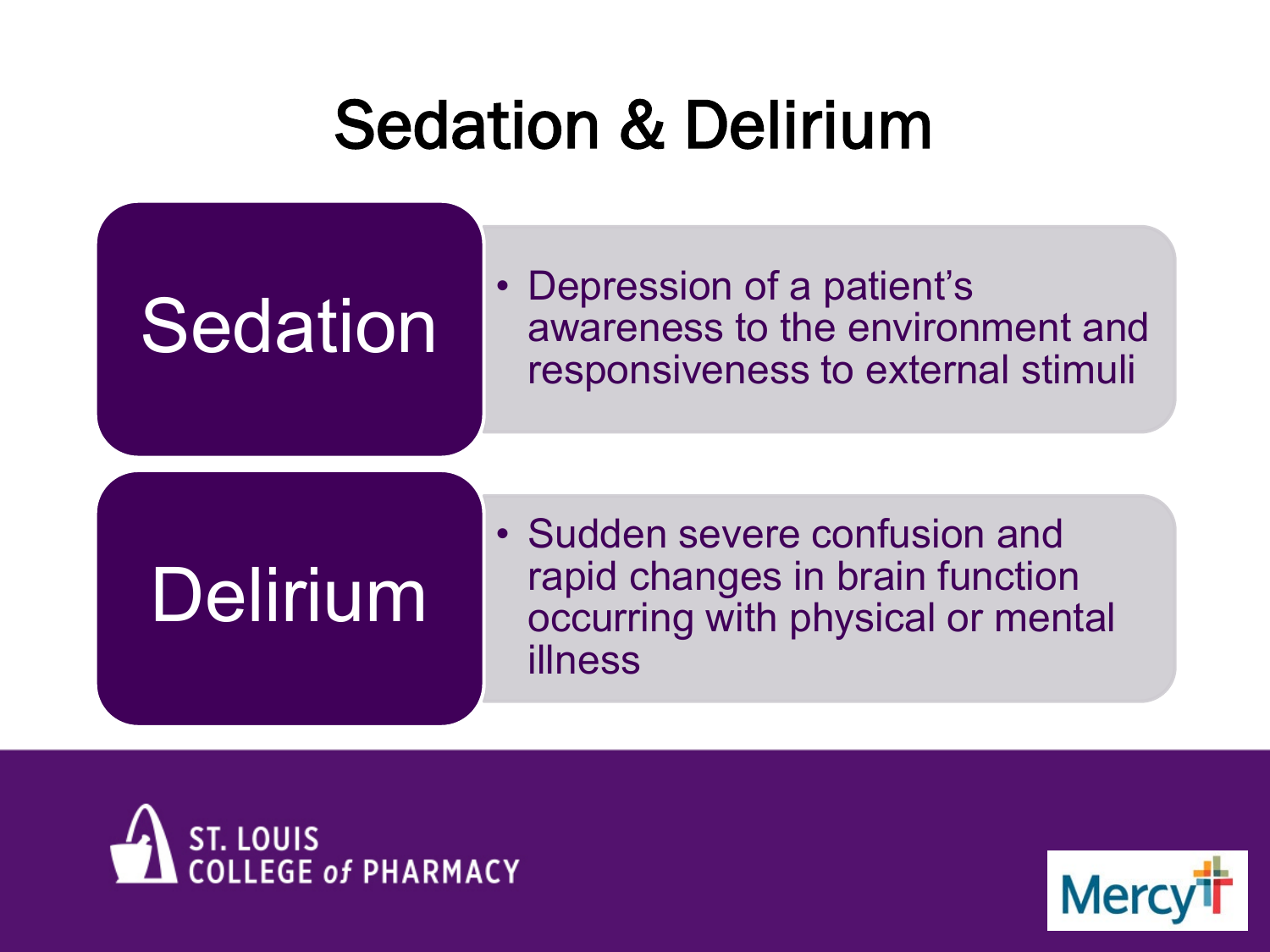# Sedation & Delirium

## Sedation

- Depression of a patient's awareness to the environment and responsiveness to external stimuli

## Delirium

- Sudden severe confusion and rapid changes in brain function occurring with physical or mental illness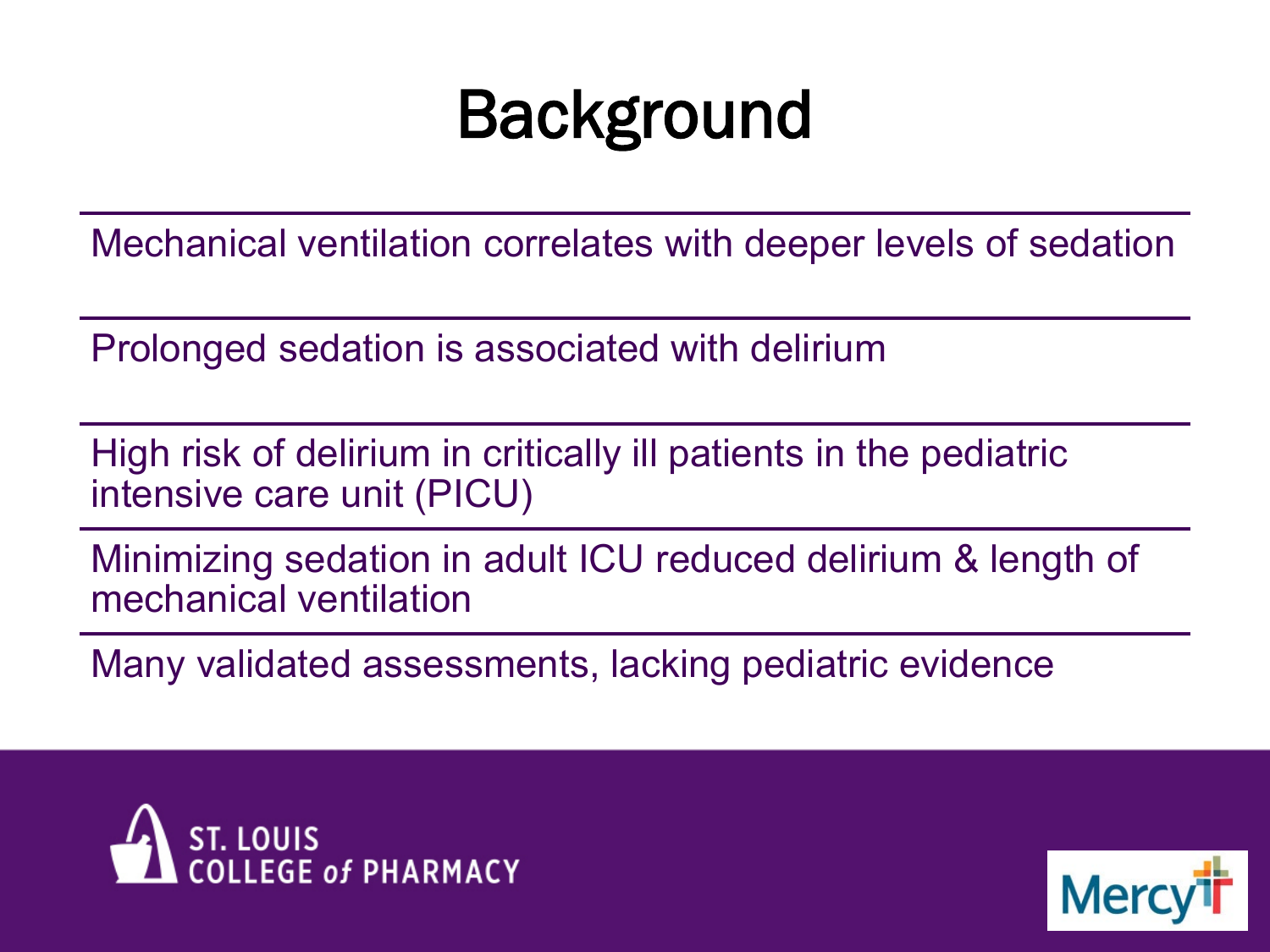# Background

- Mechanical ventilation correlates with deeper levels of sedation
- Prolonged sedation is associated with delirium
- High risk of delirium in critically ill patients in the pediatric intensive care unit (PICU)
- Minimizing sedation in adult ICU reduced delirium & length of mechanical ventilation
- Many validated assessments, lacking pediatric evidence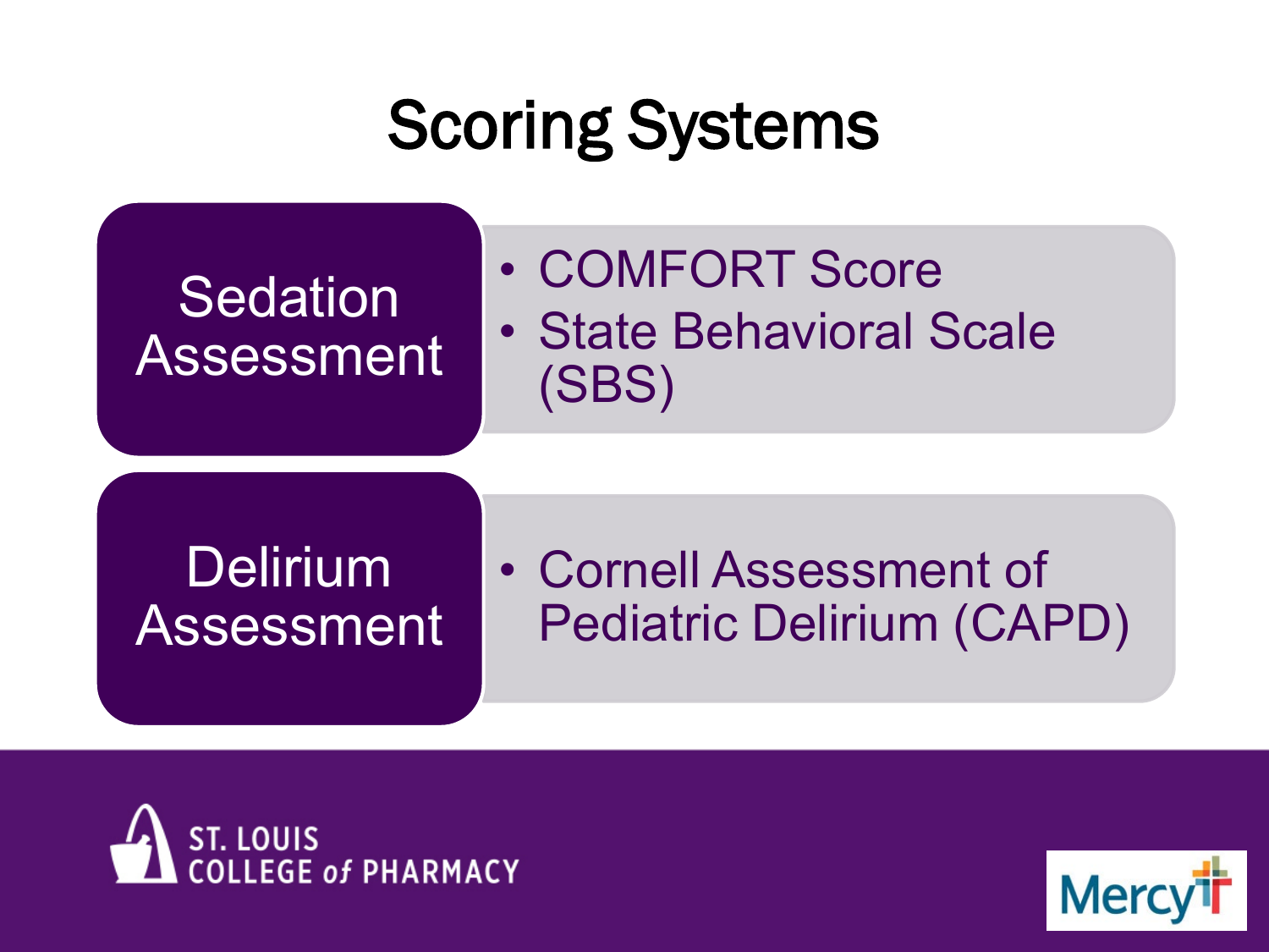# Scoring Systems

**Sedation Assessment**

- COMFORT Score
- State Behavioral Scale (SBS)

**Delirium Assessment**

- Cornell Assessment of Pediatric Delirium (CAPD)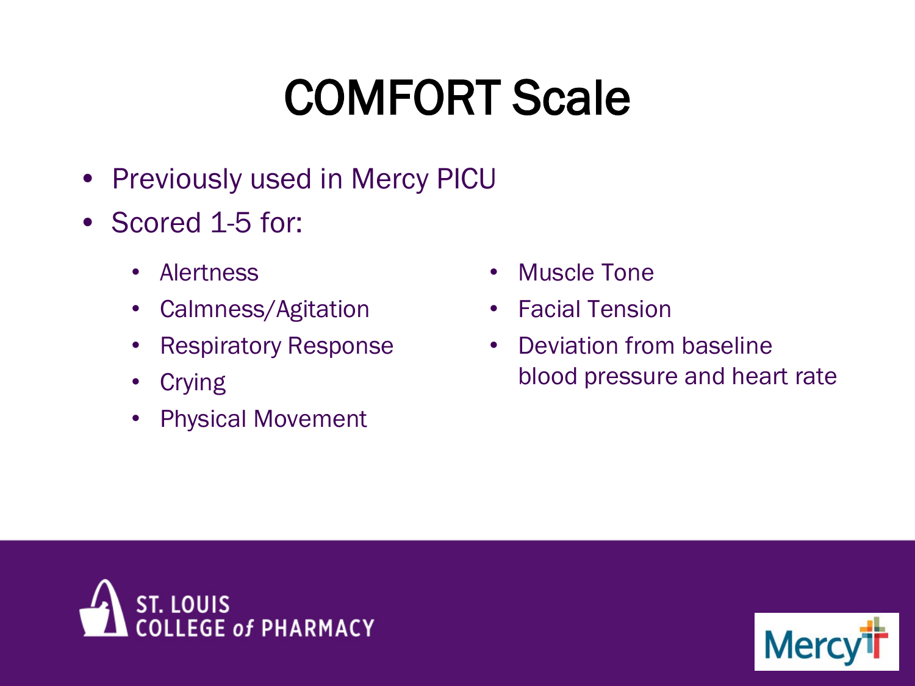# COMFORT Scale

- Previously used in Mercy PICU
- Scored 1-5 for:
  - Alertness
  - Calmness/Agitation
  - Respiratory Response
  - Crying
  - Physical Movement
  - Muscle Tone
  - Facial Tension
  - Deviation from baseline blood pressure and heart rate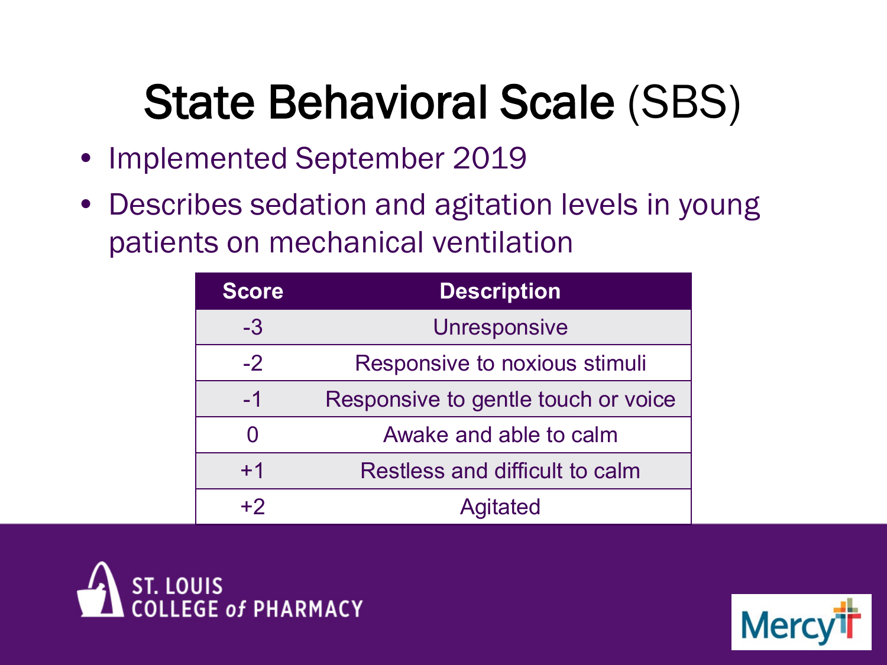# State Behavioral Scale (SBS)

- Implemented September 2019
- Describes sedation and agitation levels in young patients on mechanical ventilation

| Score | Description |
|---|---|
| -3 | Unresponsive |
| -2 | Responsive to noxious stimuli |
| -1 | Responsive to gentle touch or voice |
| 0 | Awake and able to calm |
| +1 | Restless and difficult to calm |
| +2 | Agitated |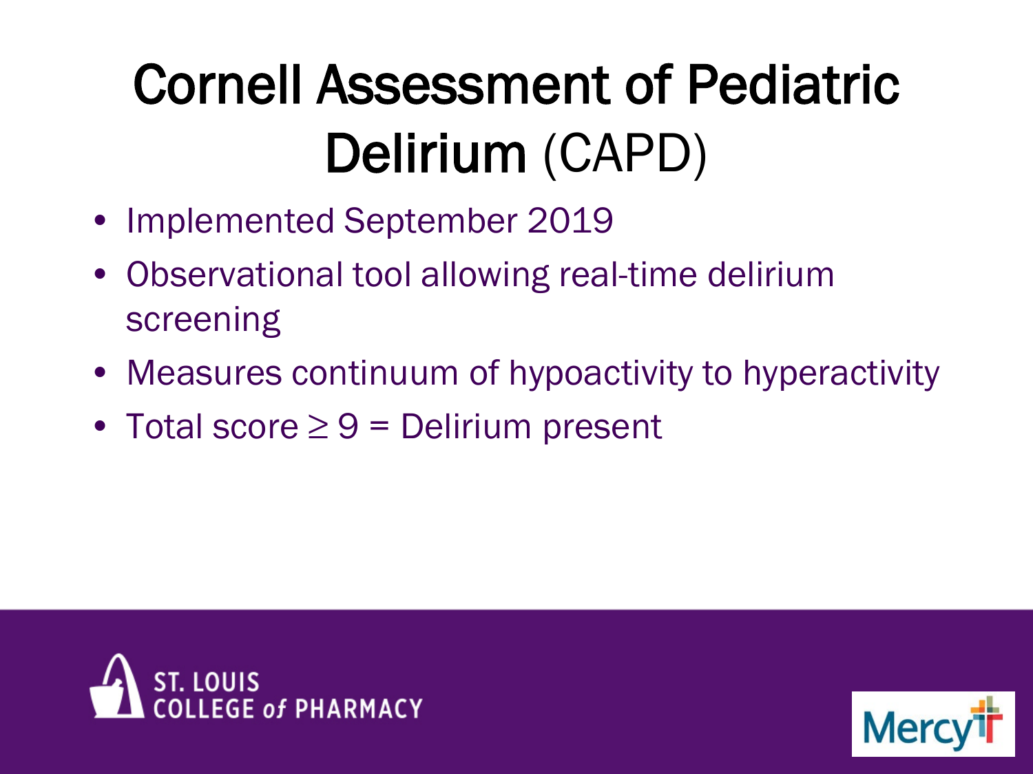# Cornell Assessment of Pediatric Delirium (CAPD)

- Implemented September 2019
- Observational tool allowing real-time delirium screening
- Measures continuum of hypoactivity to hyperactivity
- Total score $\geq$ 9 = Delirium present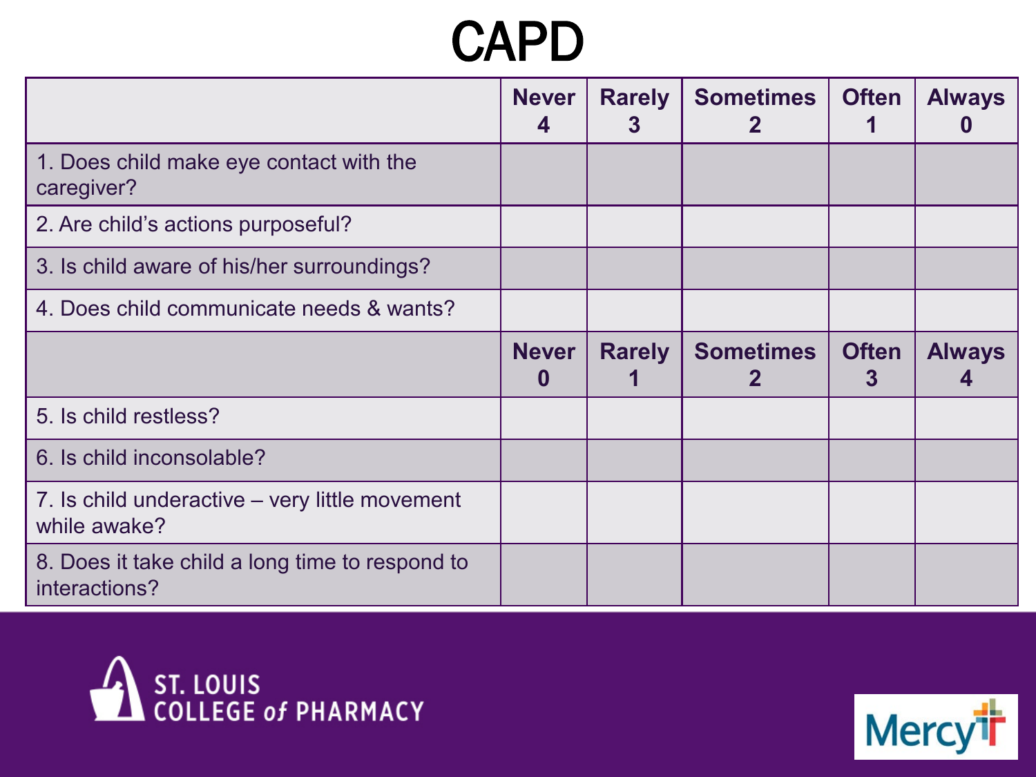# CAPD

| | Never 4 | Rarely 3 | Sometimes 2 | Often 1 | Always 0 |
|---|---|---|---|---|---|
| 1. Does child make eye contact with the caregiver? | | | | | |
| 2. Are child's actions purposeful? | | | | | |
| 3. Is child aware of his/her surroundings? | | | | | |
| 4. Does child communicate needs & wants? | | | | | |
| | **Never 0** | **Rarely 1** | **Sometimes 2** | **Often 3** | **Always 4** |
| 5. Is child restless? | | | | | |
| 6. Is child inconsolable? | | | | | |
| 7. Is child underactive – very little movement while awake? | | | | | |
| 8. Does it take child a long time to respond to interactions? | | | | | |

ST. LOUIS COLLEGE of PHARMACY

Mercy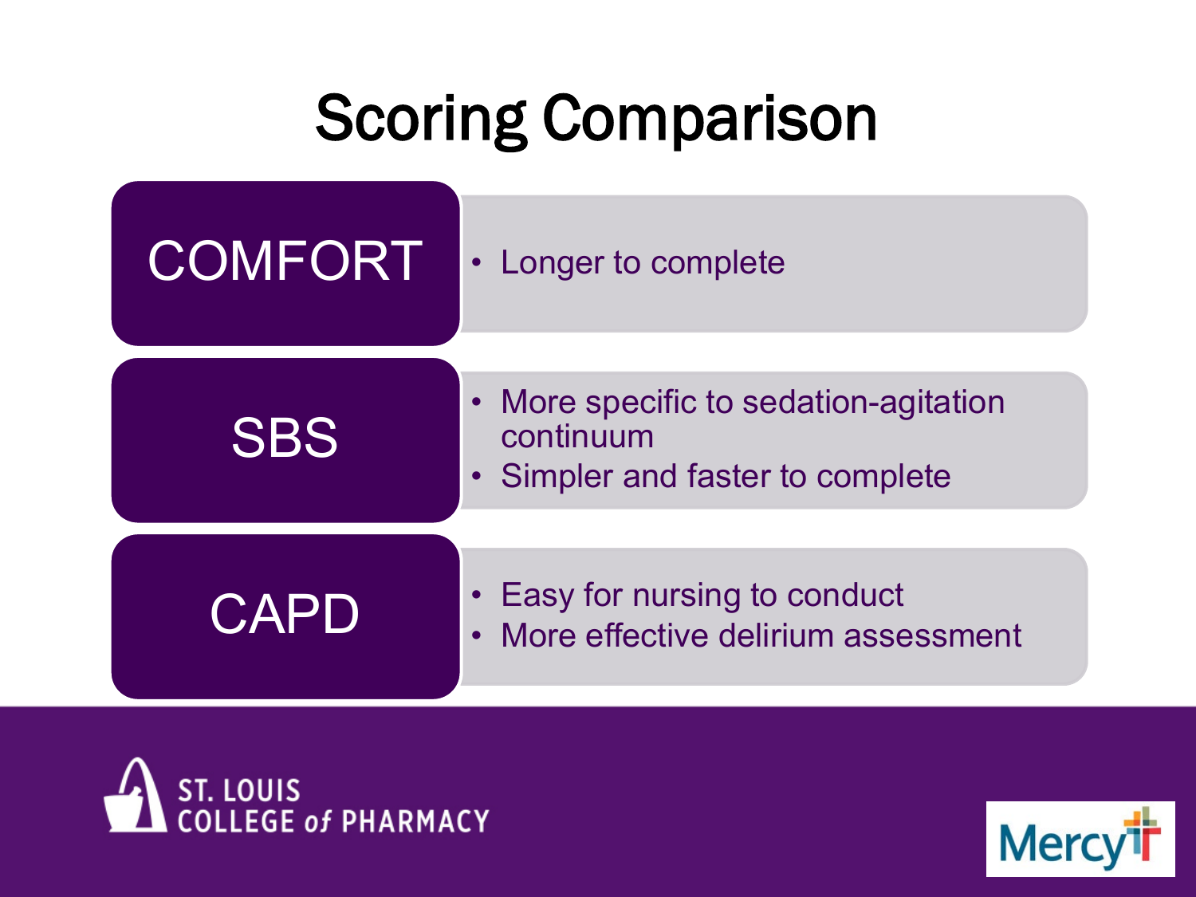# Scoring Comparison

| | |
|---|---|
| COMFORT | • Longer to complete |
| SBS | • More specific to sedation-agitation continuum<br>• Simpler and faster to complete |
| CAPD | • Easy for nursing to conduct<br>• More effective delirium assessment |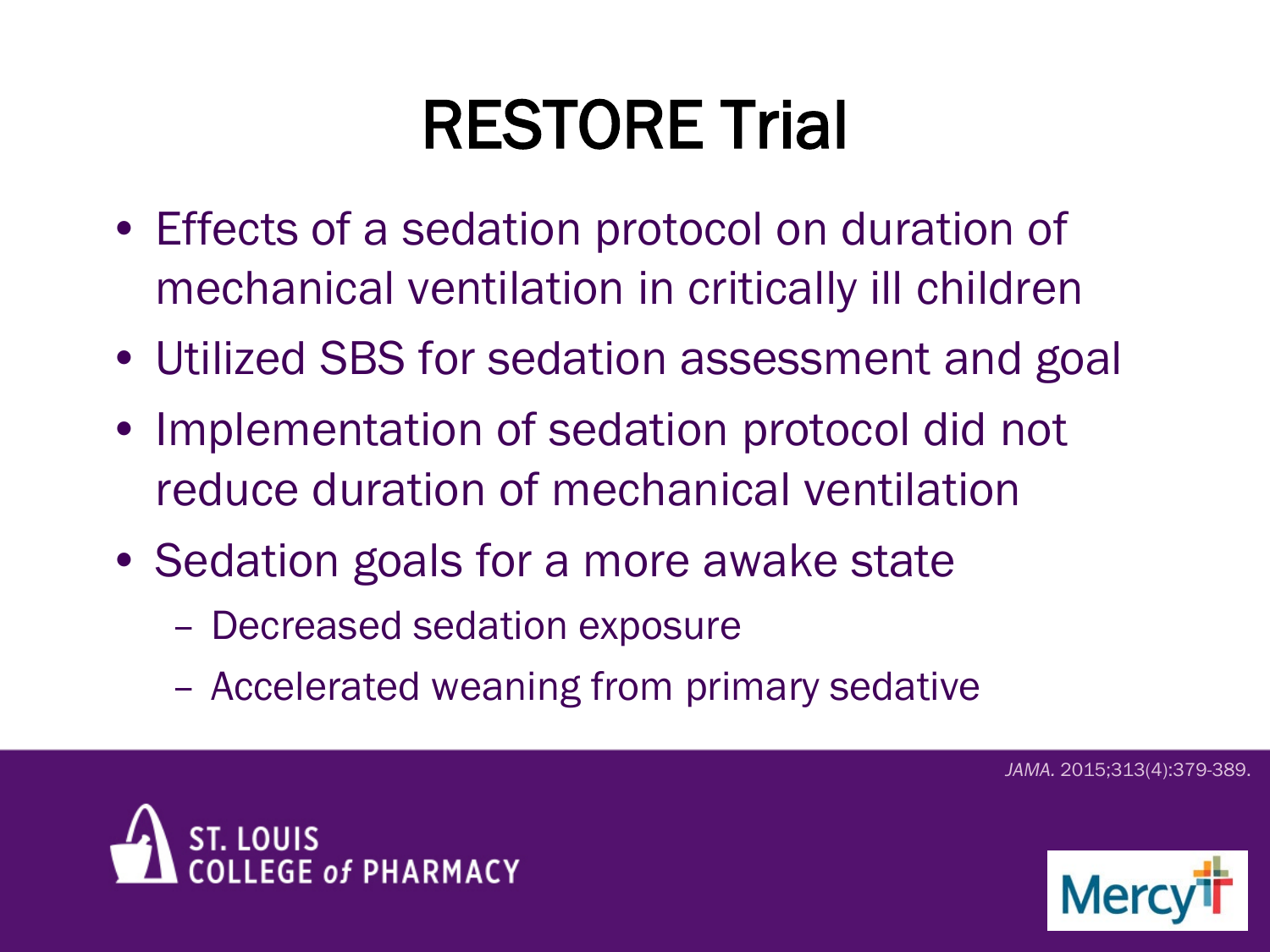# RESTORE Trial

- Effects of a sedation protocol on duration of mechanical ventilation in critically ill children
- Utilized SBS for sedation assessment and goal
- Implementation of sedation protocol did not reduce duration of mechanical ventilation
- Sedation goals for a more awake state
  - Decreased sedation exposure
  - Accelerated weaning from primary sedative

*JAMA.* 2015;313(4):379-389.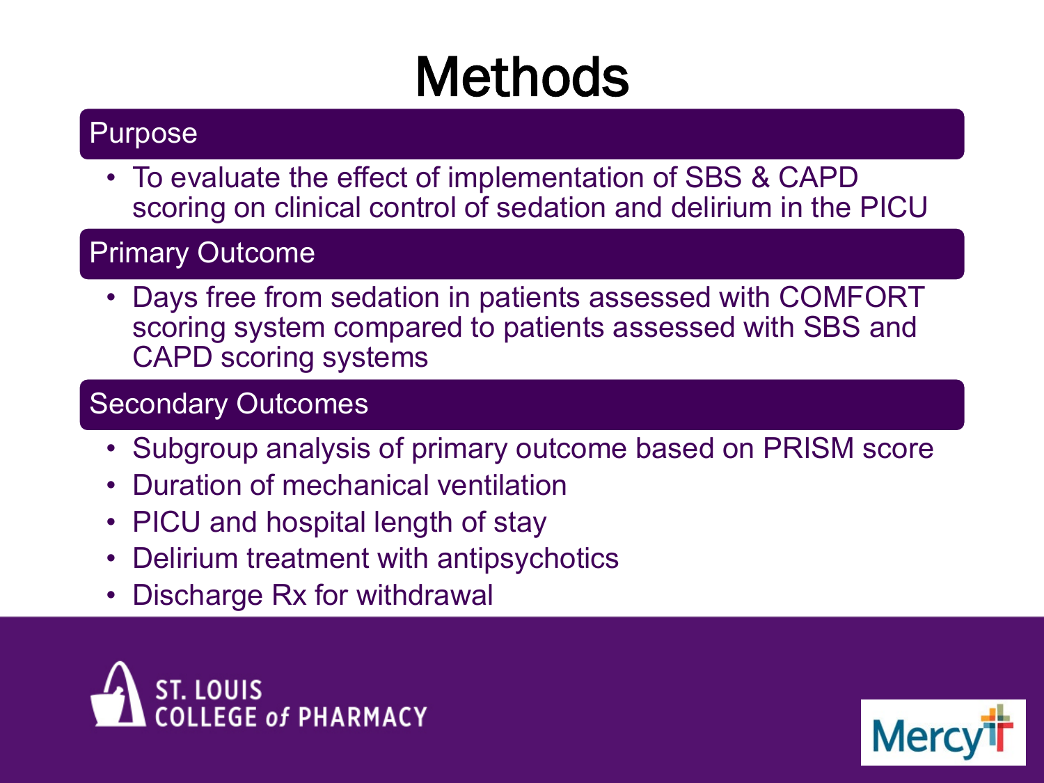# Methods

## Purpose

- To evaluate the effect of implementation of SBS & CAPD scoring on clinical control of sedation and delirium in the PICU

## Primary Outcome

- Days free from sedation in patients assessed with COMFORT scoring system compared to patients assessed with SBS and CAPD scoring systems

## Secondary Outcomes

- Subgroup analysis of primary outcome based on PRISM score
- Duration of mechanical ventilation
- PICU and hospital length of stay
- Delirium treatment with antipsychotics
- Discharge Rx for withdrawal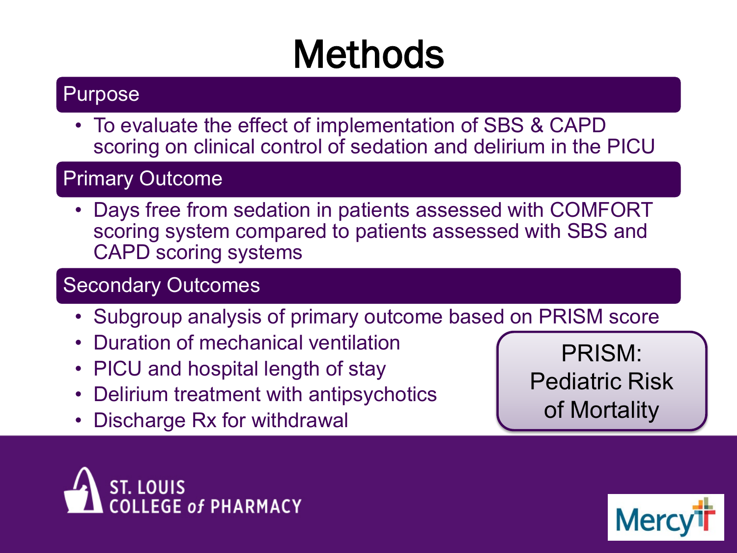# Methods

## Purpose

- To evaluate the effect of implementation of SBS & CAPD scoring on clinical control of sedation and delirium in the PICU

## Primary Outcome

- Days free from sedation in patients assessed with COMFORT scoring system compared to patients assessed with SBS and CAPD scoring systems

## Secondary Outcomes

- Subgroup analysis of primary outcome based on PRISM score
- Duration of mechanical ventilation
- PICU and hospital length of stay
- Delirium treatment with antipsychotics
- Discharge Rx for withdrawal

PRISM: Pediatric Risk of Mortality

ST. LOUIS COLLEGE of PHARMACY

Mercy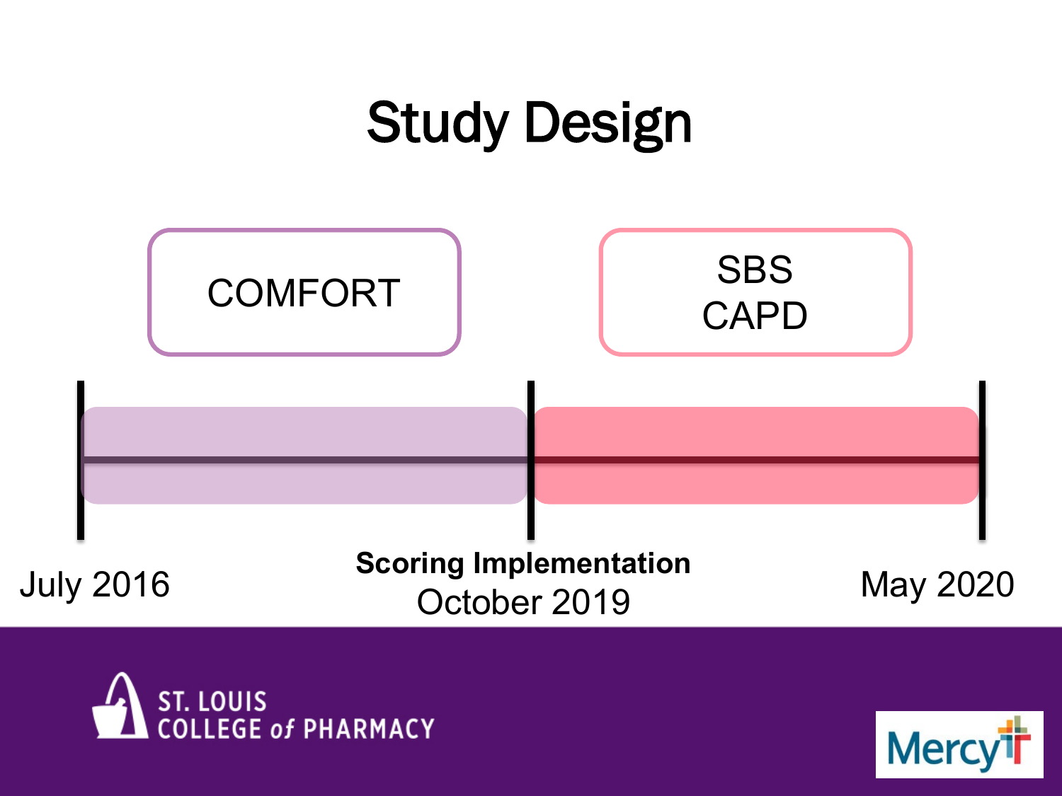# Study Design

COMFORT

SBS
CAPD

July 2016

**Scoring Implementation**
October 2019

May 2020

ST. LOUIS COLLEGE of PHARMACY

Mercy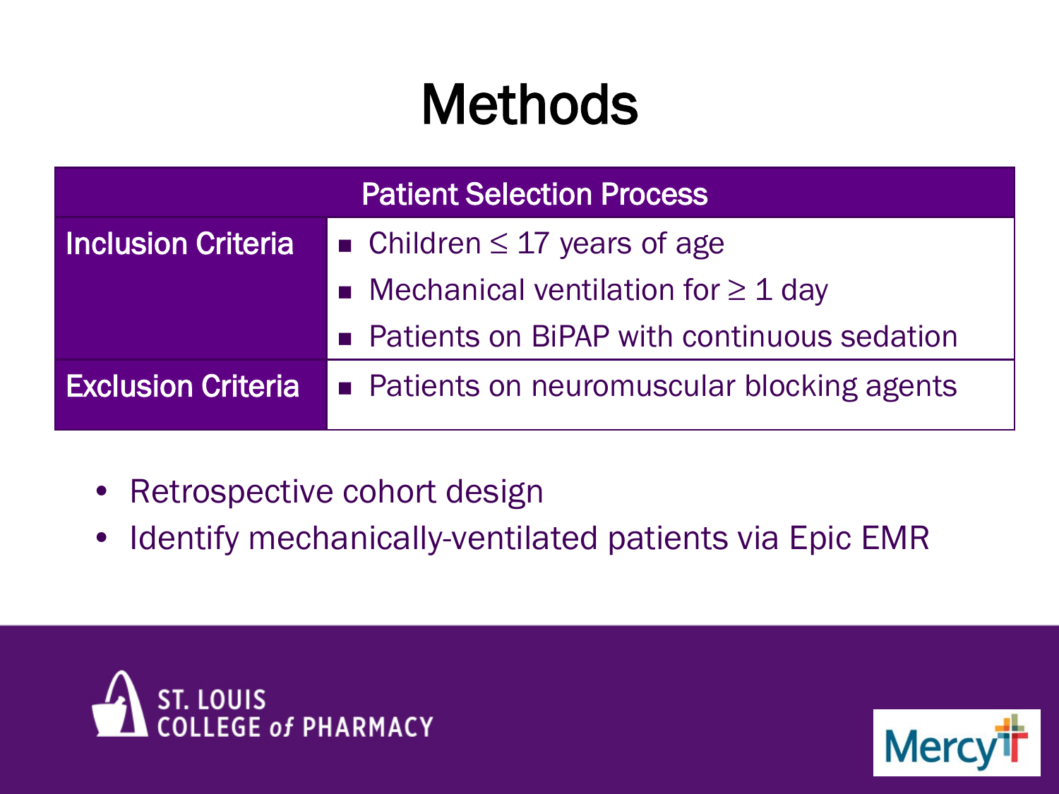# Methods

| Patient Selection Process | |
|---|---|
| Inclusion Criteria | ▪ Children ≤ 17 years of age<br>▪ Mechanical ventilation for ≥ 1 day<br>▪ Patients on BiPAP with continuous sedation |
| Exclusion Criteria | ▪ Patients on neuromuscular blocking agents |

- Retrospective cohort design
- Identify mechanically-ventilated patients via Epic EMR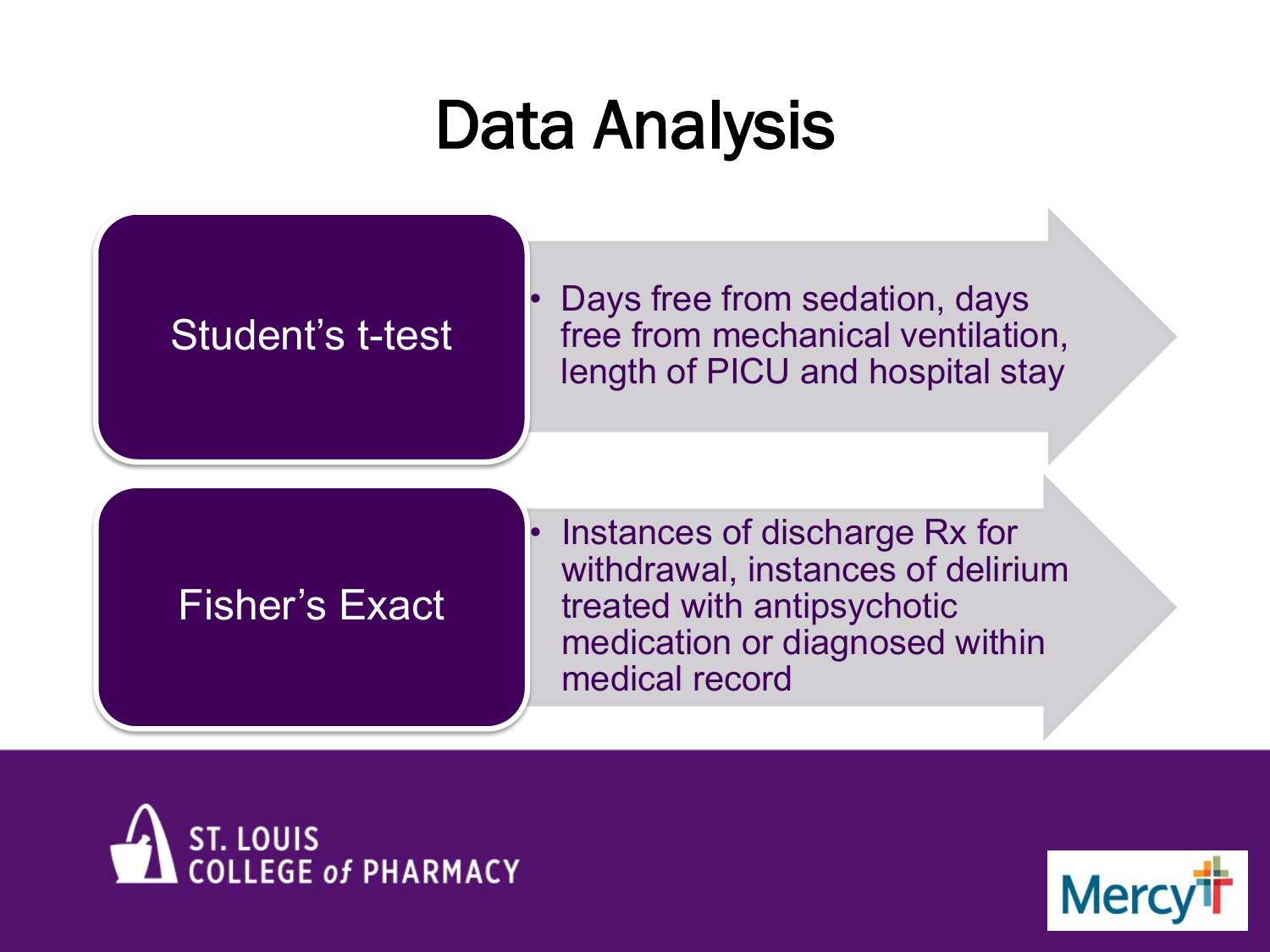# Data Analysis

**Student's t-test**

- Days free from sedation, days free from mechanical ventilation, length of PICU and hospital stay

**Fisher's Exact**

- Instances of discharge Rx for withdrawal, instances of delirium treated with antipsychotic medication or diagnosed within medical record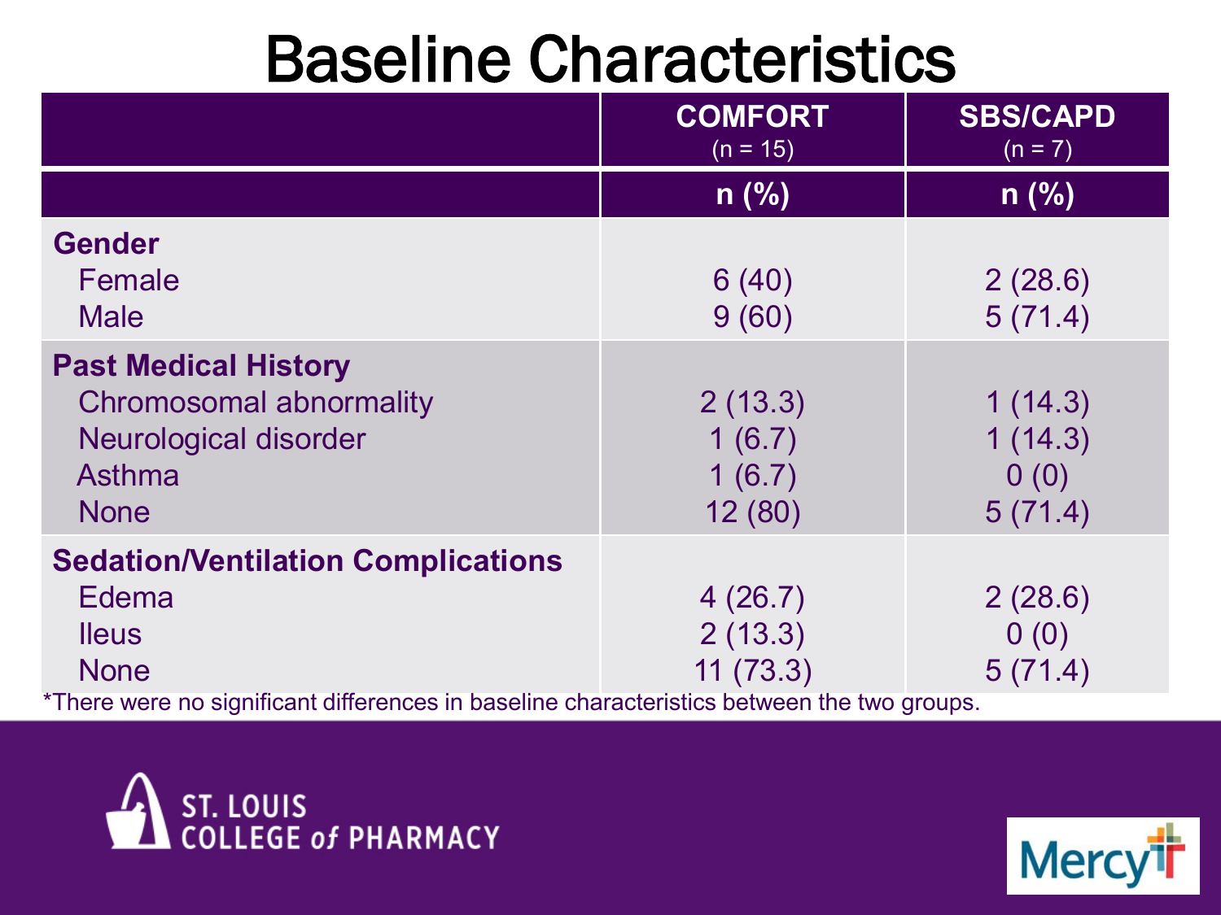# Baseline Characteristics

| | COMFORT (n = 15) | SBS/CAPD (n = 7) |
|---|---|---|
| | **n (%)** | **n (%)** |
| **Gender** | | |
| Female | 6 (40) | 2 (28.6) |
| Male | 9 (60) | 5 (71.4) |
| **Past Medical History** | | |
| Chromosomal abnormality | 2 (13.3) | 1 (14.3) |
| Neurological disorder | 1 (6.7) | 1 (14.3) |
| Asthma | 1 (6.7) | 0 (0) |
| None | 12 (80) | 5 (71.4) |
| **Sedation/Ventilation Complications** | | |
| Edema | 4 (26.7) | 2 (28.6) |
| Ileus | 2 (13.3) | 0 (0) |
| None | 11 (73.3) | 5 (71.4) |

*There were no significant differences in baseline characteristics between the two groups.

ST. LOUIS COLLEGE of PHARMACY

Mercy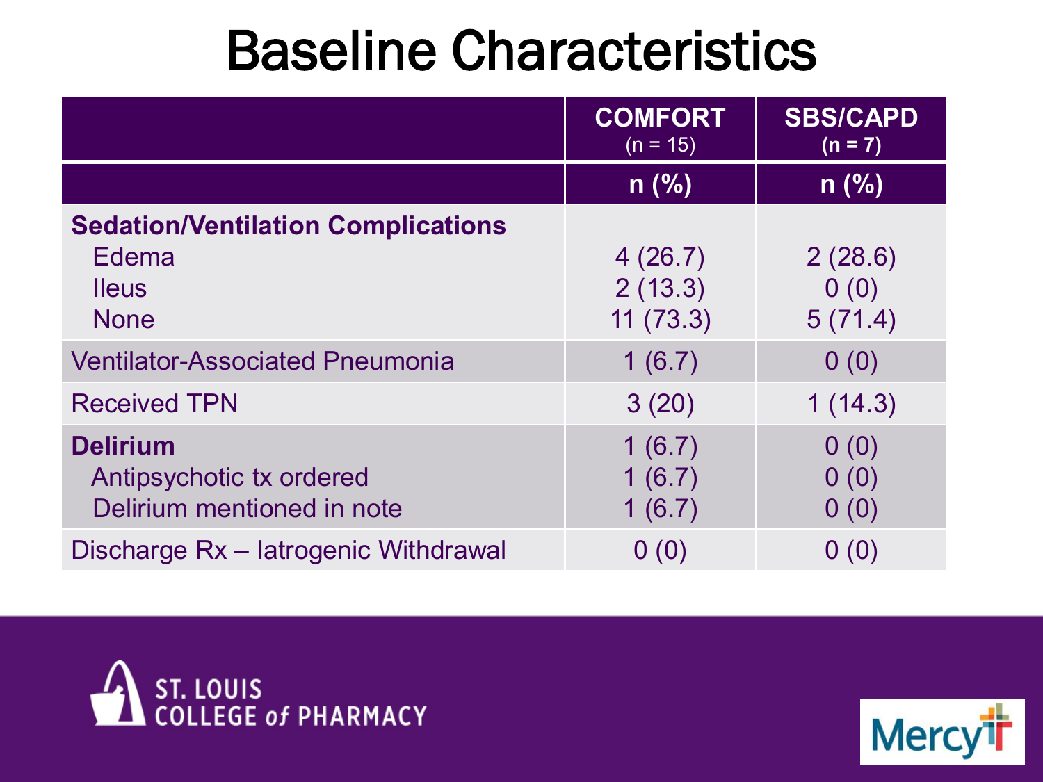# Baseline Characteristics

| | COMFORT (n = 15) | SBS/CAPD (n = 7) |
|---|---|---|
| | n (%) | n (%) |
| **Sedation/Ventilation Complications** | | |
| Edema | 4 (26.7) | 2 (28.6) |
| Ileus | 2 (13.3) | 0 (0) |
| None | 11 (73.3) | 5 (71.4) |
| Ventilator-Associated Pneumonia | 1 (6.7) | 0 (0) |
| Received TPN | 3 (20) | 1 (14.3) |
| **Delirium** | 1 (6.7) | 0 (0) |
| Antipsychotic tx ordered | 1 (6.7) | 0 (0) |
| Delirium mentioned in note | 1 (6.7) | 0 (0) |
| Discharge Rx – Iatrogenic Withdrawal | 0 (0) | 0 (0) |

ST. LOUIS COLLEGE of PHARMACY

Mercy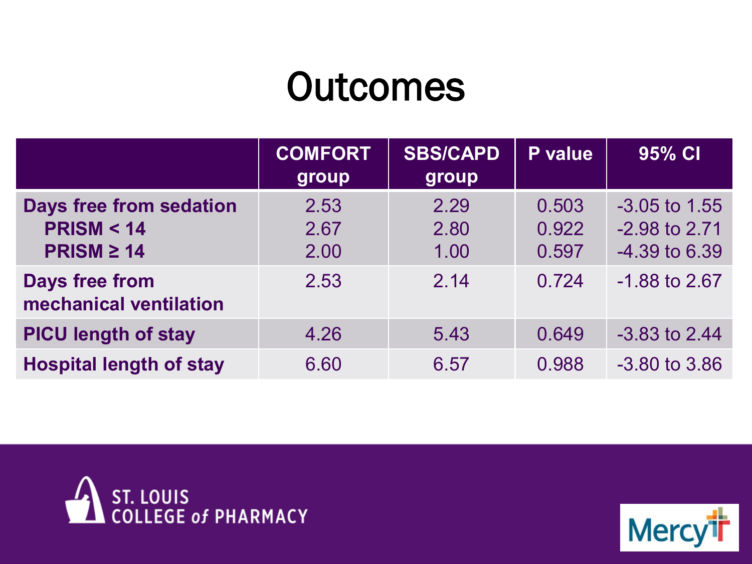# Outcomes

| | COMFORT group | SBS/CAPD group | P value | 95% CI |
|---|---|---|---|---|
| **Days free from sedation** | 2.53 | 2.29 | 0.503 | -3.05 to 1.55 |
| **PRISM < 14** | 2.67 | 2.80 | 0.922 | -2.98 to 2.71 |
| **PRISM ≥ 14** | 2.00 | 1.00 | 0.597 | -4.39 to 6.39 |
| **Days free from mechanical ventilation** | 2.53 | 2.14 | 0.724 | -1.88 to 2.67 |
| **PICU length of stay** | 4.26 | 5.43 | 0.649 | -3.83 to 2.44 |
| **Hospital length of stay** | 6.60 | 6.57 | 0.988 | -3.80 to 3.86 |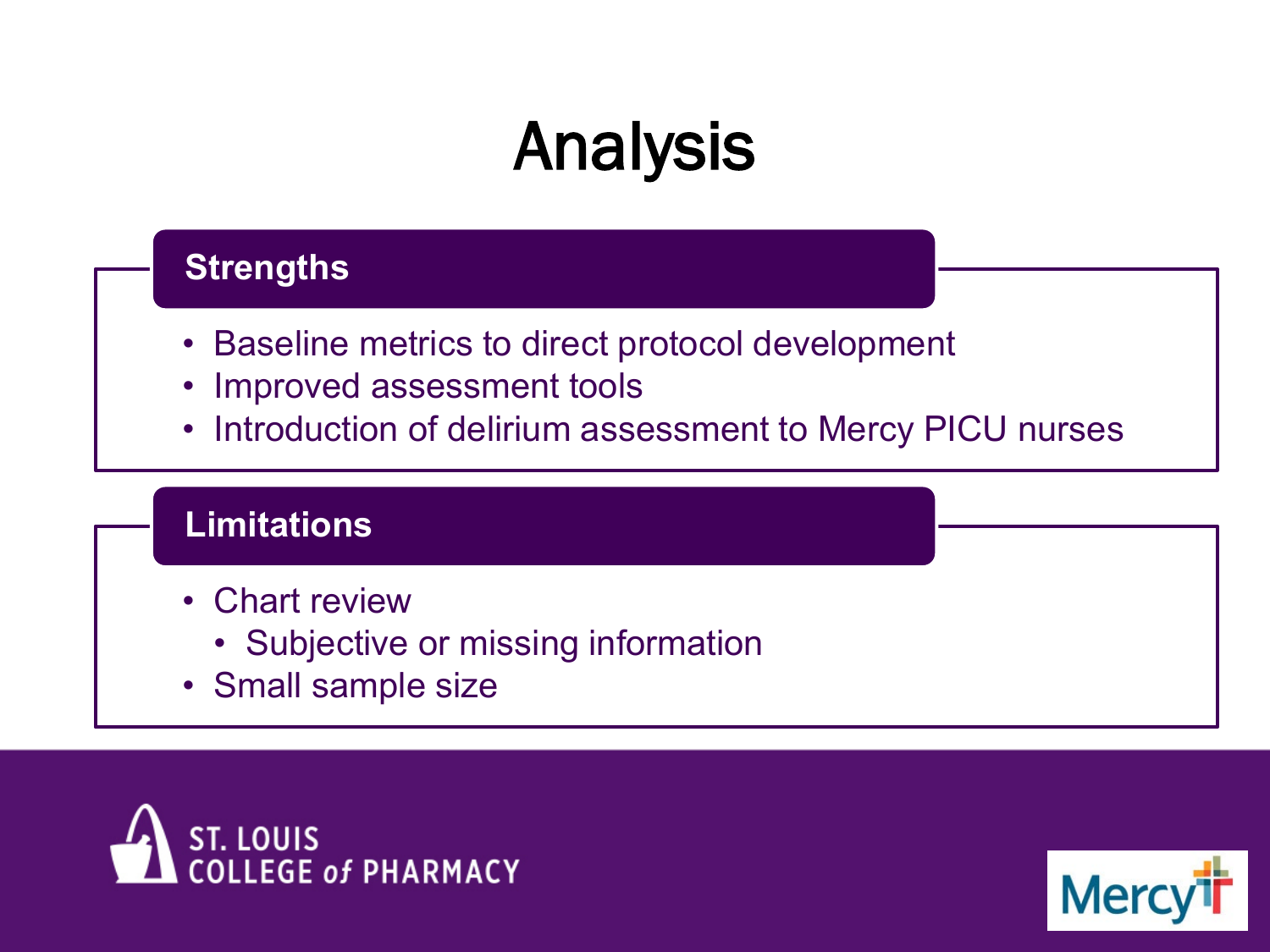# Analysis

## Strengths

- Baseline metrics to direct protocol development
- Improved assessment tools
- Introduction of delirium assessment to Mercy PICU nurses

## Limitations

- Chart review
  - Subjective or missing information
- Small sample size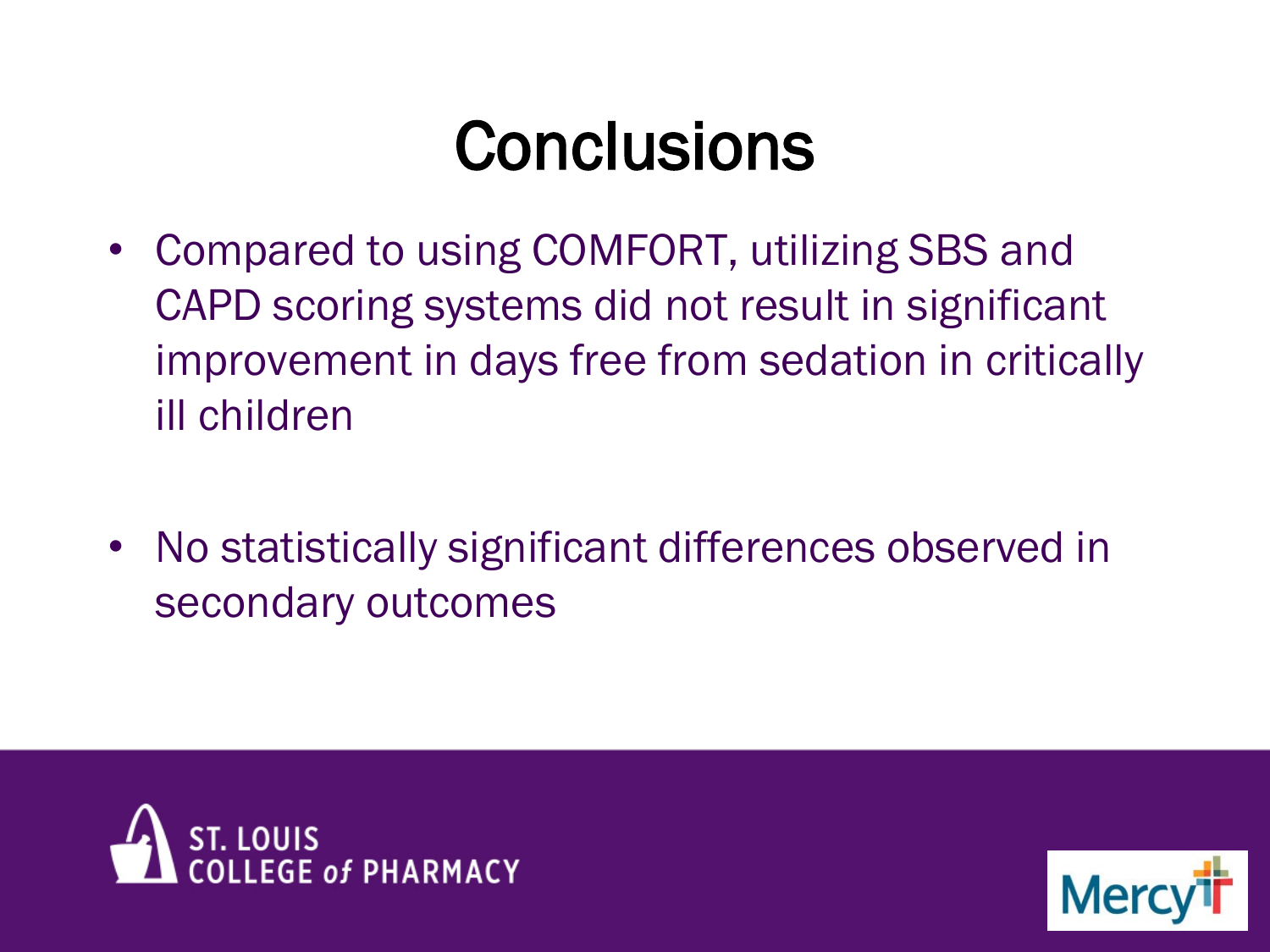# Conclusions

- Compared to using COMFORT, utilizing SBS and CAPD scoring systems did not result in significant improvement in days free from sedation in critically ill children
- No statistically significant differences observed in secondary outcomes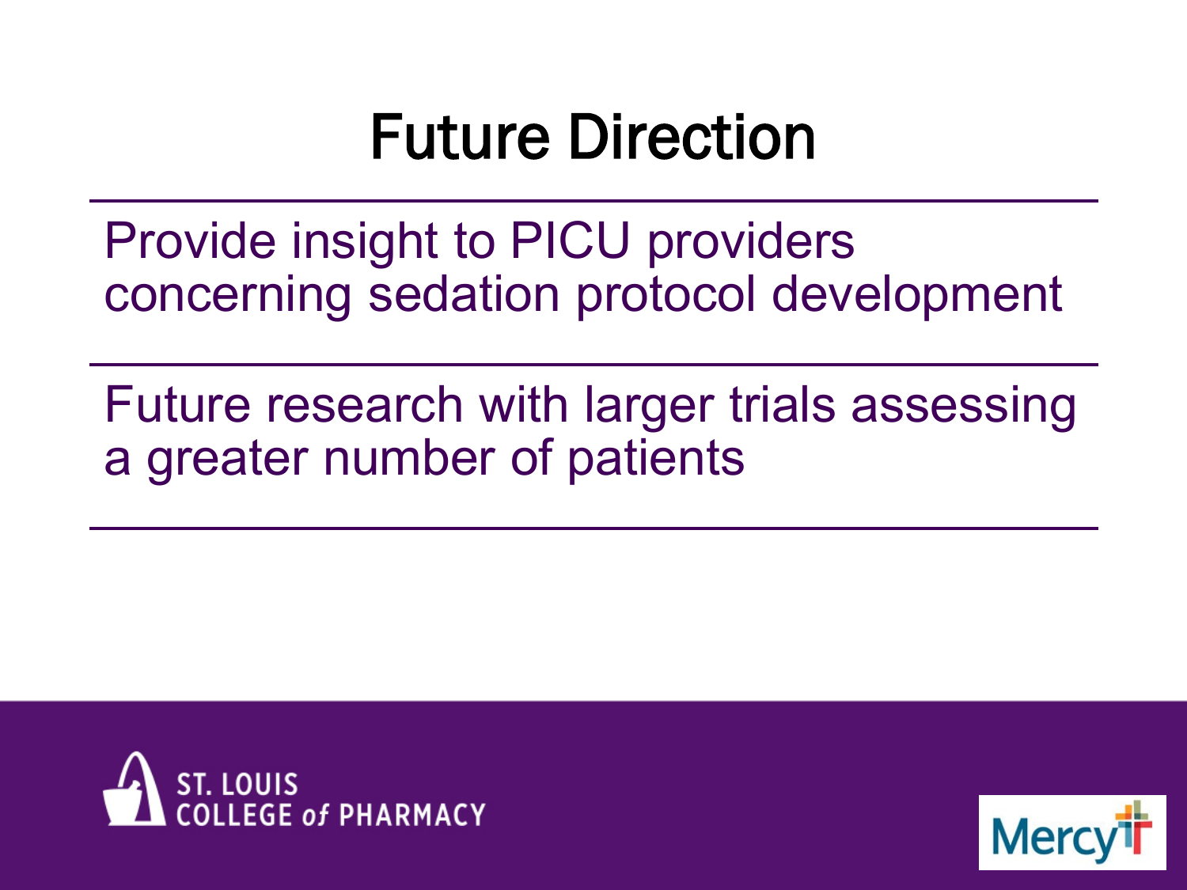# Future Direction

Provide insight to PICU providers concerning sedation protocol development

Future research with larger trials assessing a greater number of patients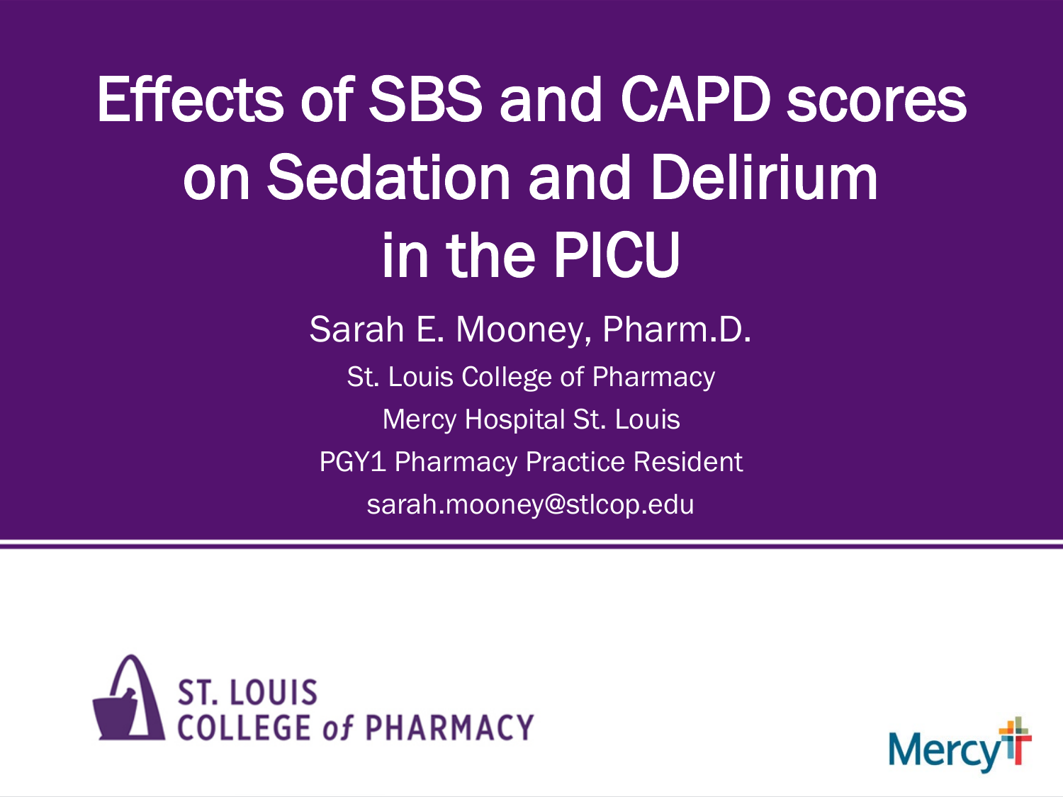# Effects of SBS and CAPD scores on Sedation and Delirium in the PICU

Sarah E. Mooney, Pharm.D.

St. Louis College of Pharmacy

Mercy Hospital St. Louis

PGY1 Pharmacy Practice Resident

sarah.mooney@stlcop.edu

ST. LOUIS COLLEGE of PHARMACY

Mercy